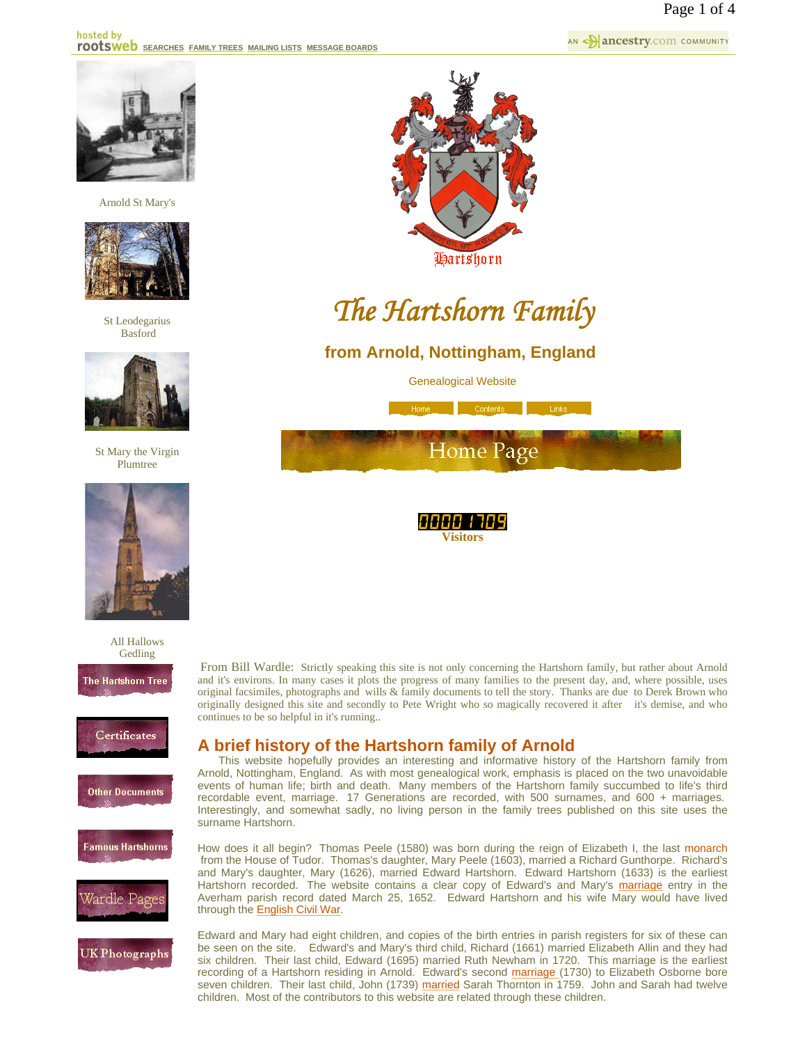hosted by rootsweb SEARCHES FAMILY TREES MAILING LISTS MESSAGE BOARDS

AN ancestry.com COMMUNITY

Arnold St Mary's

St Leodegarius Basford

St Mary the Virgin Plumtree

All Hallows Gedling

Hartshorn

# The Hartshorn Family

## from Arnold, Nottingham, England

Genealogical Website

Home Contents Links

Home Page

00001709 Visitors

The Hartshorn Tree

Certificates

Other Documents

Famous Hartshorns

Wardle Pages

UK Photographs

From Bill Wardle: Strictly speaking this site is not only concerning the Hartshorn family, but rather about Arnold and it's environs. In many cases it plots the progress of many families to the present day, and, where possible, uses original facsimiles, photographs and wills & family documents to tell the story. Thanks are due to Derek Brown who originally designed this site and secondly to Pete Wright who so magically recovered it after it's demise, and who continues to be so helpful in it's running..

## A brief history of the Hartshorn family of Arnold

This website hopefully provides an interesting and informative history of the Hartshorn family from Arnold, Nottingham, England. As with most genealogical work, emphasis is placed on the two unavoidable events of human life; birth and death. Many members of the Hartshorn family succumbed to life's third recordable event, marriage. 17 Generations are recorded, with 500 surnames, and 600 + marriages. Interestingly, and somewhat sadly, no living person in the family trees published on this site uses the surname Hartshorn.

How does it all begin? Thomas Peele (1580) was born during the reign of Elizabeth I, the last monarch from the House of Tudor. Thomas's daughter, Mary Peele (1603), married a Richard Gunthorpe. Richard's and Mary's daughter, Mary (1626), married Edward Hartshorn. Edward Hartshorn (1633) is the earliest Hartshorn recorded. The website contains a clear copy of Edward's and Mary's marriage entry in the Averham parish record dated March 25, 1652. Edward Hartshorn and his wife Mary would have lived through the English Civil War.

Edward and Mary had eight children, and copies of the birth entries in parish registers for six of these can be seen on the site. Edward's and Mary's third child, Richard (1661) married Elizabeth Allin and they had six children. Their last child, Edward (1695) married Ruth Newham in 1720. This marriage is the earliest recording of a Hartshorn residing in Arnold. Edward's second marriage (1730) to Elizabeth Osborne bore seven children. Their last child, John (1739) married Sarah Thornton in 1759. John and Sarah had twelve children. Most of the contributors to this website are related through these children.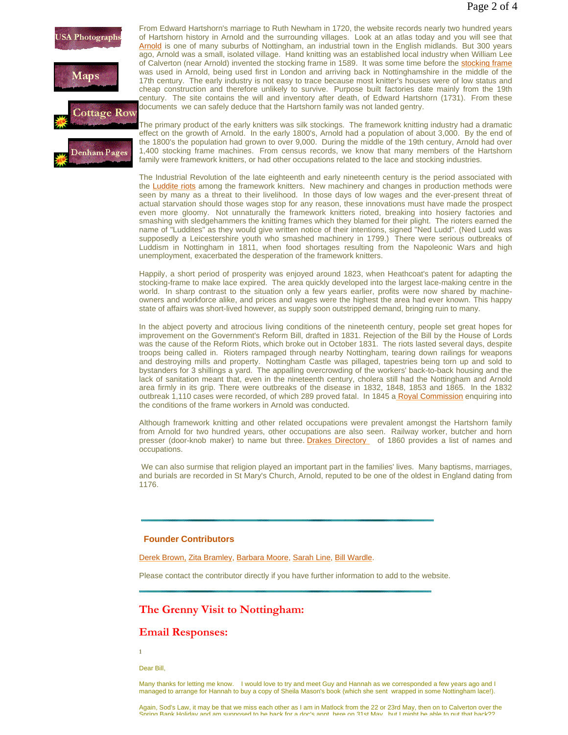USA Photographs

Maps

Cottage Row

Denham Pages

From Edward Hartshorn's marriage to Ruth Newham in 1720, the website records nearly two hundred years of Hartshorn history in Arnold and the surrounding villages. Look at an atlas today and you will see that Arnold is one of many suburbs of Nottingham, an industrial town in the English midlands. But 300 years ago, Arnold was a small, isolated village. Hand knitting was an established local industry when William Lee of Calverton (near Arnold) invented the stocking frame in 1589. It was some time before the stocking frame was used in Arnold, being used first in London and arriving back in Nottinghamshire in the middle of the 17th century. The early industry is not easy to trace because most knitter's houses were of low status and cheap construction and therefore unlikely to survive. Purpose built factories date mainly from the 19th century. The site contains the will and inventory after death, of Edward Hartshorn (1731). From these documents we can safely deduce that the Hartshorn family was not landed gentry.

The primary product of the early knitters was silk stockings. The framework knitting industry had a dramatic effect on the growth of Arnold. In the early 1800's, Arnold had a population of about 3,000. By the end of the 1800's the population had grown to over 9,000. During the middle of the 19th century, Arnold had over 1,400 stocking frame machines. From census records, we know that many members of the Hartshorn family were framework knitters, or had other occupations related to the lace and stocking industries.

The Industrial Revolution of the late eighteenth and early nineteenth century is the period associated with the Luddite riots among the framework knitters. New machinery and changes in production methods were seen by many as a threat to their livelihood. In those days of low wages and the ever-present threat of actual starvation should those wages stop for any reason, these innovations must have made the prospect even more gloomy. Not unnaturally the framework knitters rioted, breaking into hosiery factories and smashing with sledgehammers the knitting frames which they blamed for their plight. The rioters earned the name of "Luddites" as they would give written notice of their intentions, signed "Ned Ludd". (Ned Ludd was supposedly a Leicestershire youth who smashed machinery in 1799.) There were serious outbreaks of Luddism in Nottingham in 1811, when food shortages resulting from the Napoleonic Wars and high unemployment, exacerbated the desperation of the framework knitters.

Happily, a short period of prosperity was enjoyed around 1823, when Heathcoat's patent for adapting the stocking-frame to make lace expired. The area quickly developed into the largest lace-making centre in the world. In sharp contrast to the situation only a few years earlier, profits were now shared by machine-owners and workforce alike, and prices and wages were the highest the area had ever known. This happy state of affairs was short-lived however, as supply soon outstripped demand, bringing ruin to many.

In the abject poverty and atrocious living conditions of the nineteenth century, people set great hopes for improvement on the Government's Reform Bill, drafted in 1831. Rejection of the Bill by the House of Lords was the cause of the Reform Riots, which broke out in October 1831. The riots lasted several days, despite troops being called in. Rioters rampaged through nearby Nottingham, tearing down railings for weapons and destroying mills and property. Nottingham Castle was pillaged, tapestries being torn up and sold to bystanders for 3 shillings a yard. The appalling overcrowding of the workers' back-to-back housing and the lack of sanitation meant that, even in the nineteenth century, cholera still had the Nottingham and Arnold area firmly in its grip. There were outbreaks of the disease in 1832, 1848, 1853 and 1865. In the 1832 outbreak 1,110 cases were recorded, of which 289 proved fatal. In 1845 a Royal Commission enquiring into the conditions of the frame workers in Arnold was conducted.

Although framework knitting and other related occupations were prevalent amongst the Hartshorn family from Arnold for two hundred years, other occupations are also seen. Railway worker, butcher and horn presser (door-knob maker) to name but three. Drakes Directory of 1860 provides a list of names and occupations.

We can also surmise that religion played an important part in the families' lives. Many baptisms, marriages, and burials are recorded in St Mary's Church, Arnold, reputed to be one of the oldest in England dating from 1176.

---

**Founder Contributors**

Derek Brown, Zita Bramley, Barbara Moore, Sarah Line, Bill Wardle.

Please contact the contributor directly if you have further information to add to the website.

---

## The Grenny Visit to Nottingham:

## Email Responses:

1

Dear Bill,

Many thanks for letting me know. I would love to try and meet Guy and Hannah as we corresponded a few years ago and I managed to arrange for Hannah to buy a copy of Sheila Mason's book (which she sent wrapped in some Nottingham lace!).

Again, Sod's Law, it may be that we miss each other as I am in Matlock from the 22 or 23rd May, then on to Calverton over the Spring Bank Holiday and am supposed to be back for a doc's appt. here on 31st May, but I might be able to put that back??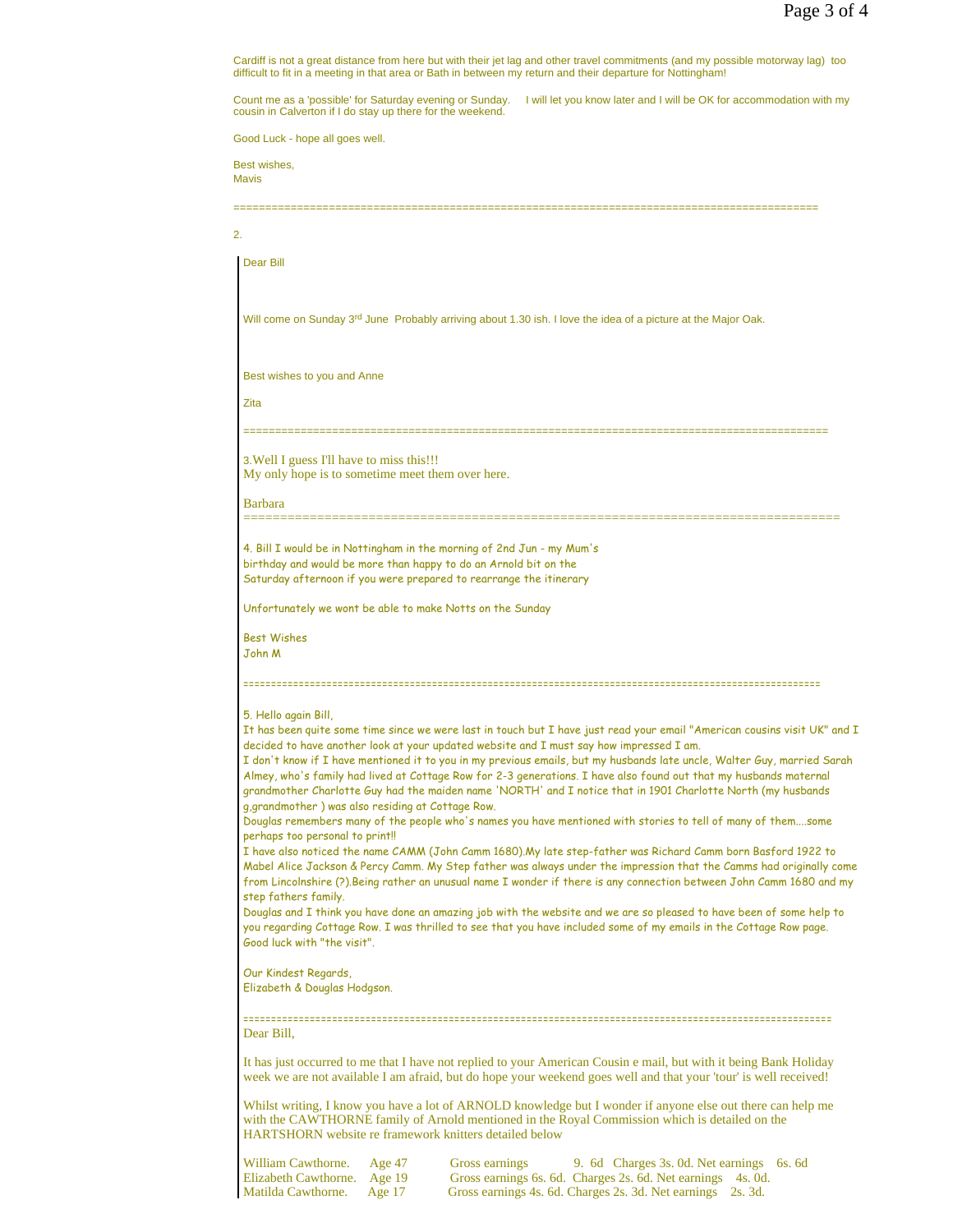Cardiff is not a great distance from here but with their jet lag and other travel commitments (and my possible motorway lag) too difficult to fit in a meeting in that area or Bath in between my return and their departure for Nottingham!

Count me as a 'possible' for Saturday evening or Sunday. I will let you know later and I will be OK for accommodation with my cousin in Calverton if I do stay up there for the weekend.

Good Luck - hope all goes well.

Best wishes,
Mavis

==========================================================================================

2.

Dear Bill

Will come on Sunday 3rd June Probably arriving about 1.30 ish. I love the idea of a picture at the Major Oak.

Best wishes to you and Anne

Zita

==========================================================================================

3.Well I guess I'll have to miss this!!!
My only hope is to sometime meet them over here.

Barbara
==========================================================================================

4. Bill I would be in Nottingham in the morning of 2nd Jun - my Mum's birthday and would be more than happy to do an Arnold bit on the Saturday afternoon if you were prepared to rearrange the itinerary

Unfortunately we wont be able to make Notts on the Sunday

Best Wishes
John M

==========================================================================================

5. Hello again Bill,
It has been quite some time since we were last in touch but I have just read your email "American cousins visit UK" and I decided to have another look at your updated website and I must say how impressed I am.
I don't know if I have mentioned it to you in my previous emails, but my husbands late uncle, Walter Guy, married Sarah Almey, who's family had lived at Cottage Row for 2-3 generations. I have also found out that my husbands maternal grandmother Charlotte Guy had the maiden name 'NORTH' and I notice that in 1901 Charlotte North (my husbands g.grandmother ) was also residing at Cottage Row.
Douglas remembers many of the people who's names you have mentioned with stories to tell of many of them....some perhaps too personal to print!!
I have also noticed the name CAMM (John Camm 1680).My late step-father was Richard Camm born Basford 1922 to Mabel Alice Jackson & Percy Camm. My Step father was always under the impression that the Camms had originally come from Lincolnshire (?).Being rather an unusual name I wonder if there is any connection between John Camm 1680 and my step fathers family.
Douglas and I think you have done an amazing job with the website and we are so pleased to have been of some help to you regarding Cottage Row. I was thrilled to see that you have included some of my emails in the Cottage Row page.
Good luck with "the visit".

Our Kindest Regards,
Elizabeth & Douglas Hodgson.

==========================================================================================
Dear Bill,

It has just occurred to me that I have not replied to your American Cousin e mail, but with it being Bank Holiday week we are not available I am afraid, but do hope your weekend goes well and that your 'tour' is well received!

Whilst writing, I know you have a lot of ARNOLD knowledge but I wonder if anyone else out there can help me with the CAWTHORNE family of Arnold mentioned in the Royal Commission which is detailed on the HARTSHORN website re framework knitters detailed below

| | | | | |
|---|---|---|---|---|
| William Cawthorne. | Age 47 | Gross earnings 9. 6d | Charges 3s. 0d. | Net earnings 6s. 6d |
| Elizabeth Cawthorne. | Age 19 | Gross earnings 6s. 6d. | Charges 2s. 6d. | Net earnings 4s. 0d. |
| Matilda Cawthorne. | Age 17 | Gross earnings 4s. 6d. | Charges 2s. 3d. | Net earnings 2s. 3d. |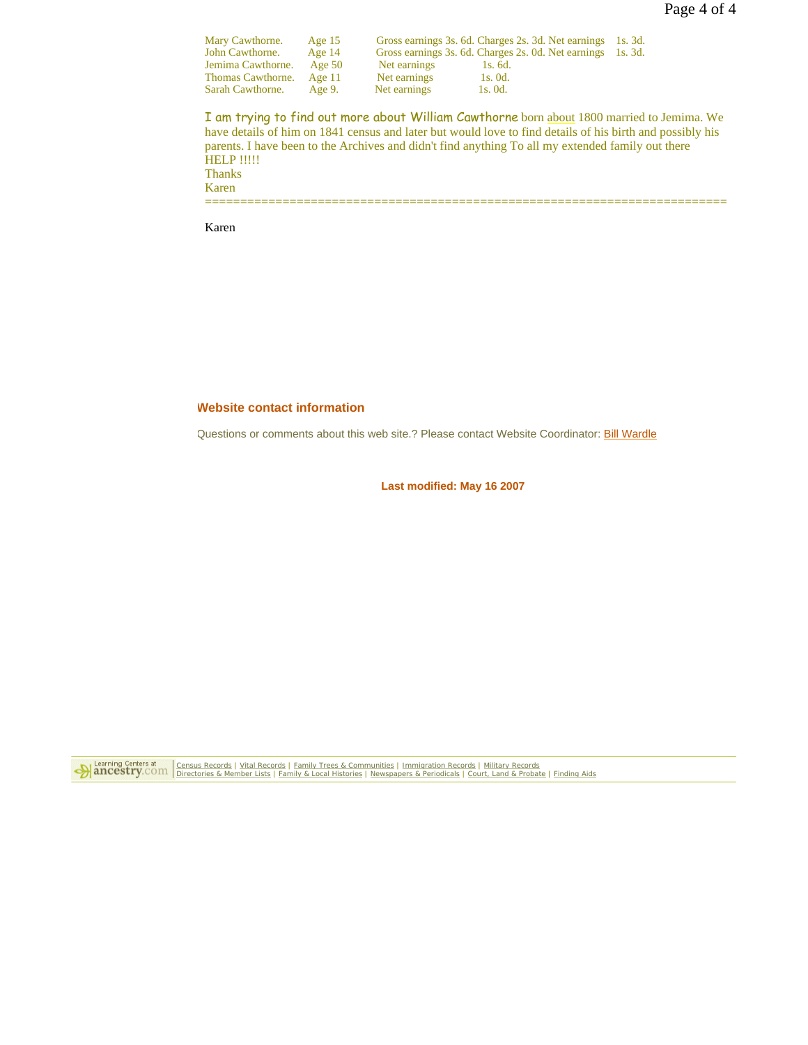| | | | |
|---|---|---|---|
| Mary Cawthorne. | Age 15 | Gross earnings 3s. 6d. Charges 2s. 3d. Net earnings | 1s. 3d. |
| John Cawthorne. | Age 14 | Gross earnings 3s. 6d. Charges 2s. 0d. Net earnings | 1s. 3d. |
| Jemima Cawthorne. | Age 50 | Net earnings | 1s. 6d. |
| Thomas Cawthorne. | Age 11 | Net earnings | 1s. 0d. |
| Sarah Cawthorne. | Age 9. | Net earnings | 1s. 0d. |

I am trying to find out more about William Cawthorne born about 1800 married to Jemima. We have details of him on 1841 census and later but would love to find details of his birth and possibly his parents. I have been to the Archives and didn't find anything To all my extended family out there HELP !!!!!

Thanks

Karen

==========================================================================

Karen

### Website contact information

Questions or comments about this web site.? Please contact Website Coordinator: Bill Wardle

**Last modified: May 16 2007**

Learning Centers at ancestry.com | Census Records | Vital Records | Family Trees & Communities | Immigration Records | Military Records | Directories & Member Lists | Family & Local Histories | Newspapers & Periodicals | Court, Land & Probate | Finding Aids